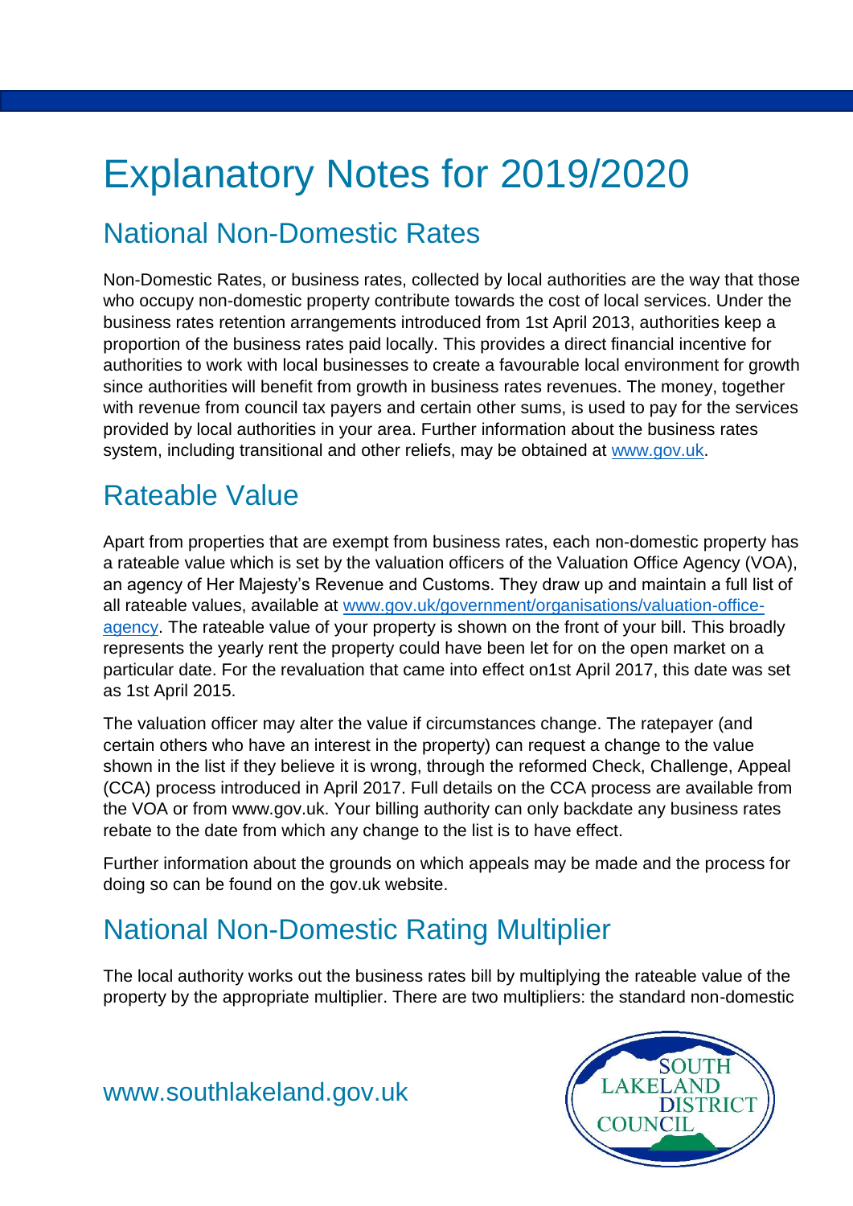# Explanatory Notes for 2019/2020

## National Non-Domestic Rates

Non-Domestic Rates, or business rates, collected by local authorities are the way that those who occupy non-domestic property contribute towards the cost of local services. Under the business rates retention arrangements introduced from 1st April 2013, authorities keep a proportion of the business rates paid locally. This provides a direct financial incentive for authorities to work with local businesses to create a favourable local environment for growth since authorities will benefit from growth in business rates revenues. The money, together with revenue from council tax payers and certain other sums, is used to pay for the services provided by local authorities in your area. Further information about the business rates system, including transitional and other reliefs, may be obtained at [www.gov.uk](www.gov.uk).

## Rateable Value

Apart from properties that are exempt from business rates, each non-domestic property has a rateable value which is set by the valuation officers of the Valuation Office Agency (VOA), an agency of Her Majesty's Revenue and Customs. They draw up and maintain a full list of all rateable values, available at [www.gov.uk/government/organisations/valuation-office-agency](www.gov.uk/government/organisations/valuation-office-agency). The rateable value of your property is shown on the front of your bill. This broadly represents the yearly rent the property could have been let for on the open market on a particular date. For the revaluation that came into effect on1st April 2017, this date was set as 1st April 2015.

The valuation officer may alter the value if circumstances change. The ratepayer (and certain others who have an interest in the property) can request a change to the value shown in the list if they believe it is wrong, through the reformed Check, Challenge, Appeal (CCA) process introduced in April 2017. Full details on the CCA process are available from the VOA or from www.gov.uk. Your billing authority can only backdate any business rates rebate to the date from which any change to the list is to have effect.

Further information about the grounds on which appeals may be made and the process for doing so can be found on the gov.uk website.

## National Non-Domestic Rating Multiplier

The local authority works out the business rates bill by multiplying the rateable value of the property by the appropriate multiplier. There are two multipliers: the standard non-domestic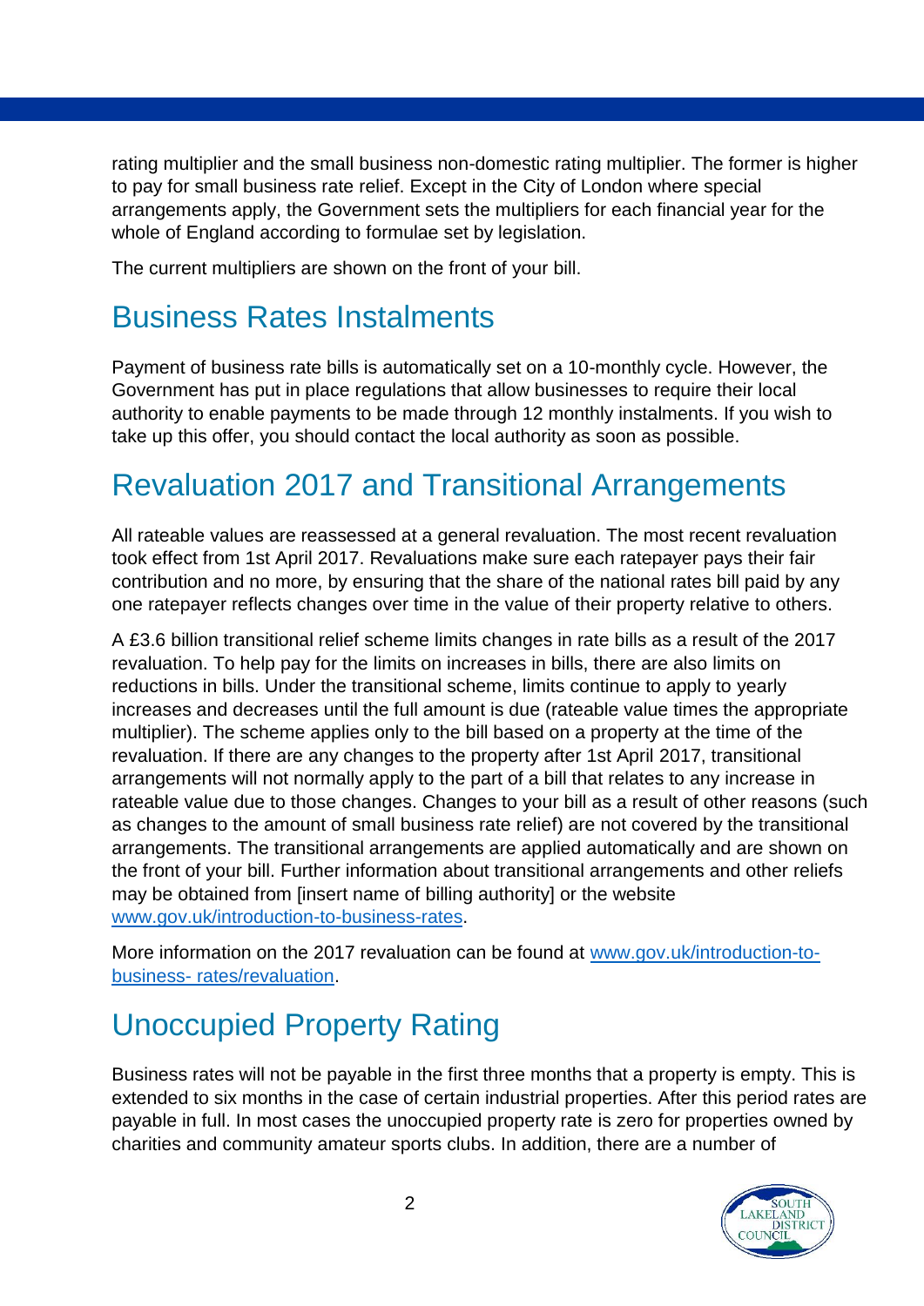rating multiplier and the small business non-domestic rating multiplier. The former is higher to pay for small business rate relief. Except in the City of London where special arrangements apply, the Government sets the multipliers for each financial year for the whole of England according to formulae set by legislation.

The current multipliers are shown on the front of your bill.

## Business Rates Instalments

Payment of business rate bills is automatically set on a 10-monthly cycle. However, the Government has put in place regulations that allow businesses to require their local authority to enable payments to be made through 12 monthly instalments. If you wish to take up this offer, you should contact the local authority as soon as possible.

## Revaluation 2017 and Transitional Arrangements

All rateable values are reassessed at a general revaluation. The most recent revaluation took effect from 1st April 2017. Revaluations make sure each ratepayer pays their fair contribution and no more, by ensuring that the share of the national rates bill paid by any one ratepayer reflects changes over time in the value of their property relative to others.

A £3.6 billion transitional relief scheme limits changes in rate bills as a result of the 2017 revaluation. To help pay for the limits on increases in bills, there are also limits on reductions in bills. Under the transitional scheme, limits continue to apply to yearly increases and decreases until the full amount is due (rateable value times the appropriate multiplier). The scheme applies only to the bill based on a property at the time of the revaluation. If there are any changes to the property after 1st April 2017, transitional arrangements will not normally apply to the part of a bill that relates to any increase in rateable value due to those changes. Changes to your bill as a result of other reasons (such as changes to the amount of small business rate relief) are not covered by the transitional arrangements. The transitional arrangements are applied automatically and are shown on the front of your bill. Further information about transitional arrangements and other reliefs may be obtained from [insert name of billing authority] or the website www.gov.uk/introduction-to-business-rates.

More information on the 2017 revaluation can be found at www.gov.uk/introduction-to-business- rates/revaluation.

## Unoccupied Property Rating

Business rates will not be payable in the first three months that a property is empty. This is extended to six months in the case of certain industrial properties. After this period rates are payable in full. In most cases the unoccupied property rate is zero for properties owned by charities and community amateur sports clubs. In addition, there are a number of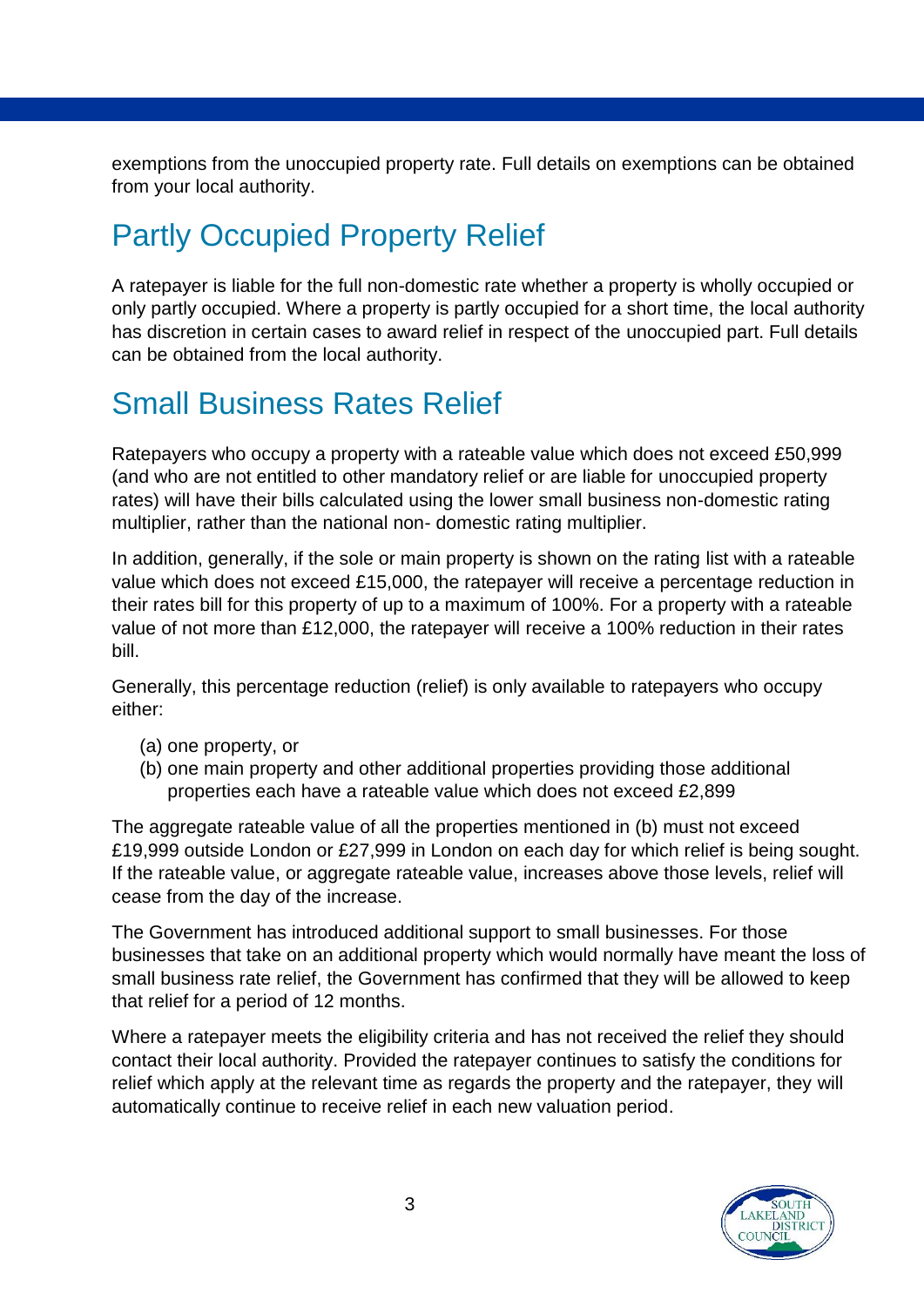exemptions from the unoccupied property rate. Full details on exemptions can be obtained from your local authority.

## Partly Occupied Property Relief

A ratepayer is liable for the full non-domestic rate whether a property is wholly occupied or only partly occupied. Where a property is partly occupied for a short time, the local authority has discretion in certain cases to award relief in respect of the unoccupied part. Full details can be obtained from the local authority.

## Small Business Rates Relief

Ratepayers who occupy a property with a rateable value which does not exceed £50,999 (and who are not entitled to other mandatory relief or are liable for unoccupied property rates) will have their bills calculated using the lower small business non-domestic rating multiplier, rather than the national non- domestic rating multiplier.

In addition, generally, if the sole or main property is shown on the rating list with a rateable value which does not exceed £15,000, the ratepayer will receive a percentage reduction in their rates bill for this property of up to a maximum of 100%. For a property with a rateable value of not more than £12,000, the ratepayer will receive a 100% reduction in their rates bill.

Generally, this percentage reduction (relief) is only available to ratepayers who occupy either:

(a) one property, or
(b) one main property and other additional properties providing those additional properties each have a rateable value which does not exceed £2,899

The aggregate rateable value of all the properties mentioned in (b) must not exceed £19,999 outside London or £27,999 in London on each day for which relief is being sought. If the rateable value, or aggregate rateable value, increases above those levels, relief will cease from the day of the increase.

The Government has introduced additional support to small businesses. For those businesses that take on an additional property which would normally have meant the loss of small business rate relief, the Government has confirmed that they will be allowed to keep that relief for a period of 12 months.

Where a ratepayer meets the eligibility criteria and has not received the relief they should contact their local authority. Provided the ratepayer continues to satisfy the conditions for relief which apply at the relevant time as regards the property and the ratepayer, they will automatically continue to receive relief in each new valuation period.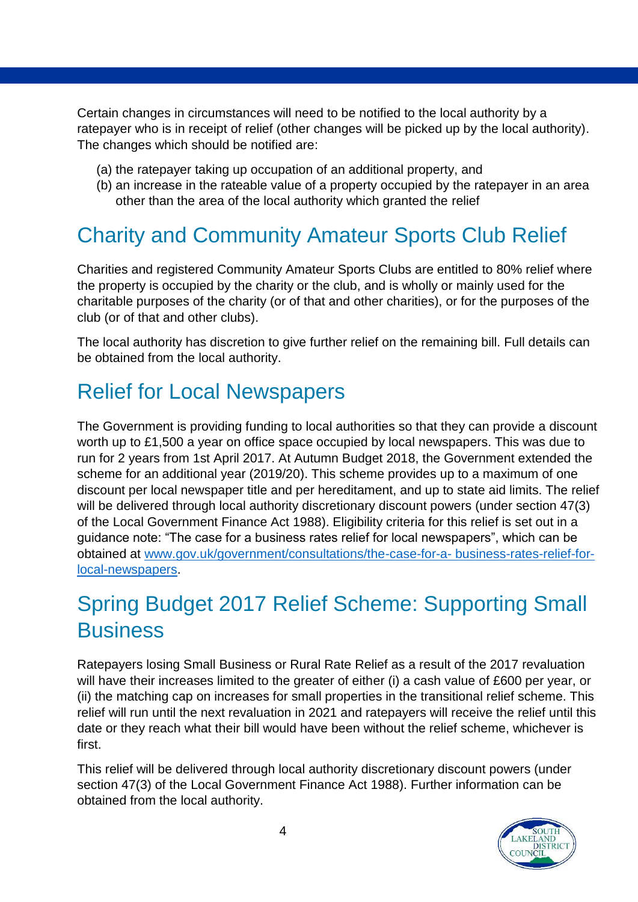Certain changes in circumstances will need to be notified to the local authority by a ratepayer who is in receipt of relief (other changes will be picked up by the local authority). The changes which should be notified are:

(a) the ratepayer taking up occupation of an additional property, and
(b) an increase in the rateable value of a property occupied by the ratepayer in an area other than the area of the local authority which granted the relief

## Charity and Community Amateur Sports Club Relief

Charities and registered Community Amateur Sports Clubs are entitled to 80% relief where the property is occupied by the charity or the club, and is wholly or mainly used for the charitable purposes of the charity (or of that and other charities), or for the purposes of the club (or of that and other clubs).

The local authority has discretion to give further relief on the remaining bill. Full details can be obtained from the local authority.

## Relief for Local Newspapers

The Government is providing funding to local authorities so that they can provide a discount worth up to £1,500 a year on office space occupied by local newspapers. This was due to run for 2 years from 1st April 2017. At Autumn Budget 2018, the Government extended the scheme for an additional year (2019/20). This scheme provides up to a maximum of one discount per local newspaper title and per hereditament, and up to state aid limits. The relief will be delivered through local authority discretionary discount powers (under section 47(3) of the Local Government Finance Act 1988). Eligibility criteria for this relief is set out in a guidance note: "The case for a business rates relief for local newspapers", which can be obtained at [www.gov.uk/government/consultations/the-case-for-a- business-rates-relief-for-local-newspapers](www.gov.uk/government/consultations/the-case-for-a-business-rates-relief-for-local-newspapers).

## Spring Budget 2017 Relief Scheme: Supporting Small Business

Ratepayers losing Small Business or Rural Rate Relief as a result of the 2017 revaluation will have their increases limited to the greater of either (i) a cash value of £600 per year, or (ii) the matching cap on increases for small properties in the transitional relief scheme. This relief will run until the next revaluation in 2021 and ratepayers will receive the relief until this date or they reach what their bill would have been without the relief scheme, whichever is first.

This relief will be delivered through local authority discretionary discount powers (under section 47(3) of the Local Government Finance Act 1988). Further information can be obtained from the local authority.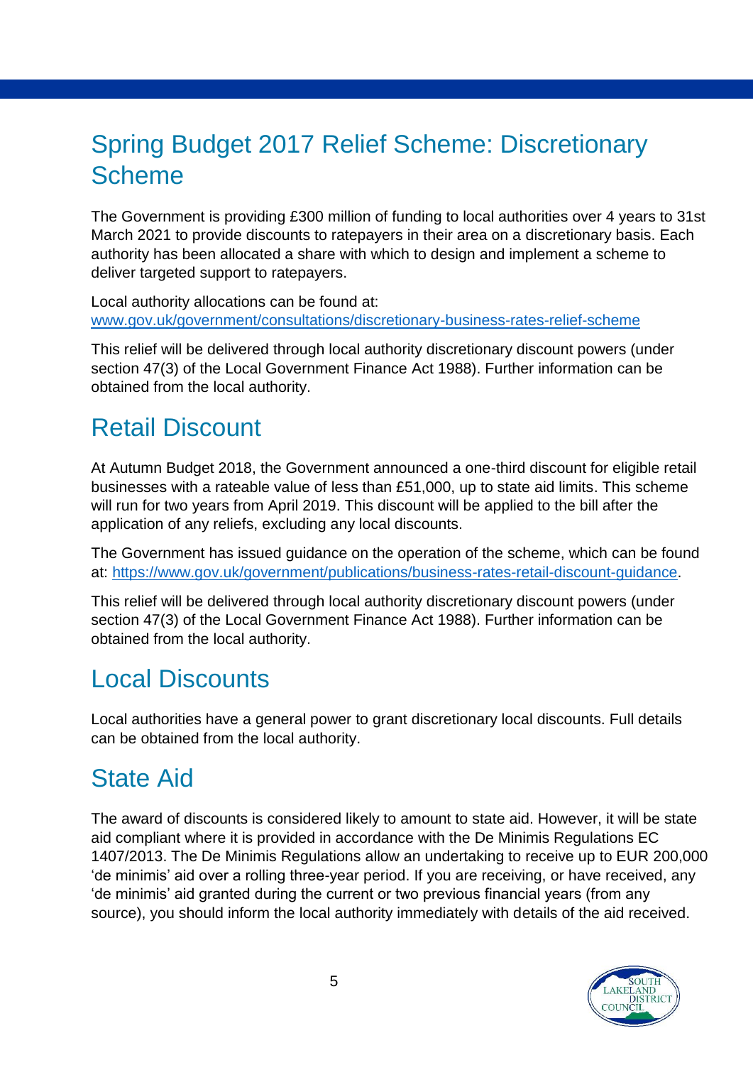## Spring Budget 2017 Relief Scheme: Discretionary Scheme

The Government is providing £300 million of funding to local authorities over 4 years to 31st March 2021 to provide discounts to ratepayers in their area on a discretionary basis. Each authority has been allocated a share with which to design and implement a scheme to deliver targeted support to ratepayers.

Local authority allocations can be found at:
[www.gov.uk/government/consultations/discretionary-business-rates-relief-scheme](www.gov.uk/government/consultations/discretionary-business-rates-relief-scheme)

This relief will be delivered through local authority discretionary discount powers (under section 47(3) of the Local Government Finance Act 1988). Further information can be obtained from the local authority.

## Retail Discount

At Autumn Budget 2018, the Government announced a one-third discount for eligible retail businesses with a rateable value of less than £51,000, up to state aid limits. This scheme will run for two years from April 2019. This discount will be applied to the bill after the application of any reliefs, excluding any local discounts.

The Government has issued guidance on the operation of the scheme, which can be found at: [https://www.gov.uk/government/publications/business-rates-retail-discount-guidance](https://www.gov.uk/government/publications/business-rates-retail-discount-guidance).

This relief will be delivered through local authority discretionary discount powers (under section 47(3) of the Local Government Finance Act 1988). Further information can be obtained from the local authority.

## Local Discounts

Local authorities have a general power to grant discretionary local discounts. Full details can be obtained from the local authority.

## State Aid

The award of discounts is considered likely to amount to state aid. However, it will be state aid compliant where it is provided in accordance with the De Minimis Regulations EC 1407/2013. The De Minimis Regulations allow an undertaking to receive up to EUR 200,000 'de minimis' aid over a rolling three-year period. If you are receiving, or have received, any 'de minimis' aid granted during the current or two previous financial years (from any source), you should inform the local authority immediately with details of the aid received.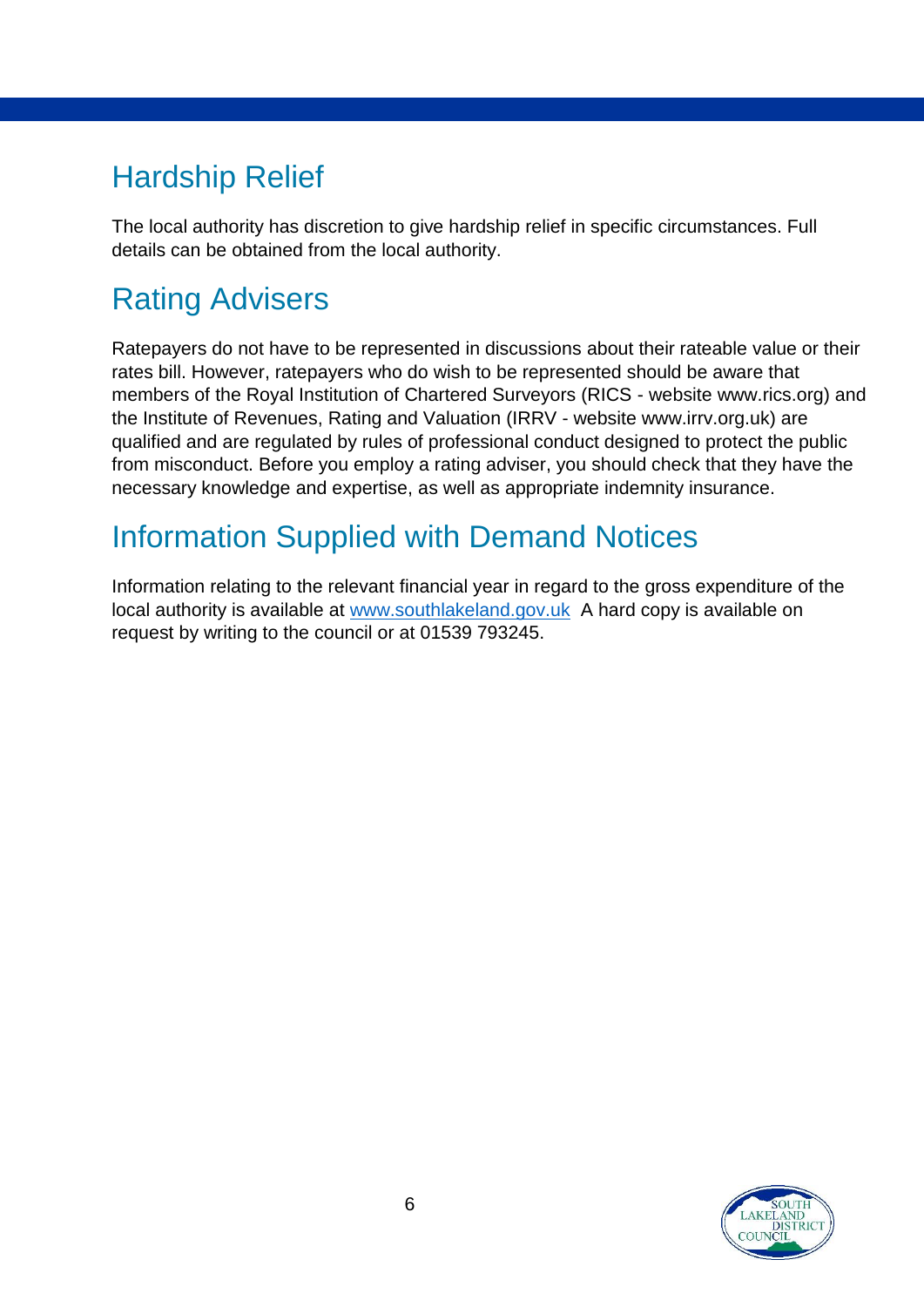## Hardship Relief

The local authority has discretion to give hardship relief in specific circumstances. Full details can be obtained from the local authority.

## Rating Advisers

Ratepayers do not have to be represented in discussions about their rateable value or their rates bill. However, ratepayers who do wish to be represented should be aware that members of the Royal Institution of Chartered Surveyors (RICS - website www.rics.org) and the Institute of Revenues, Rating and Valuation (IRRV - website www.irrv.org.uk) are qualified and are regulated by rules of professional conduct designed to protect the public from misconduct. Before you employ a rating adviser, you should check that they have the necessary knowledge and expertise, as well as appropriate indemnity insurance.

## Information Supplied with Demand Notices

Information relating to the relevant financial year in regard to the gross expenditure of the local authority is available at [www.southlakeland.gov.uk](http://www.southlakeland.gov.uk) A hard copy is available on request by writing to the council or at 01539 793245.